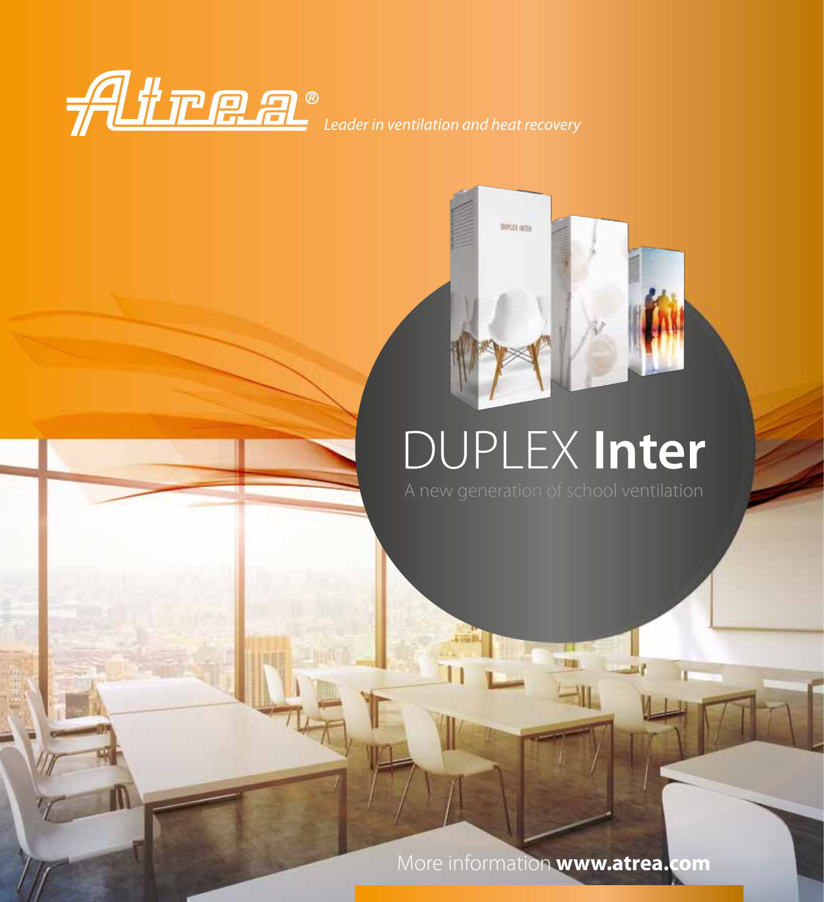Atrea®

*Leader in ventilation and heat recovery*

# DUPLEX **Inter**

A new generation of school ventilation

More information **www.atrea.com**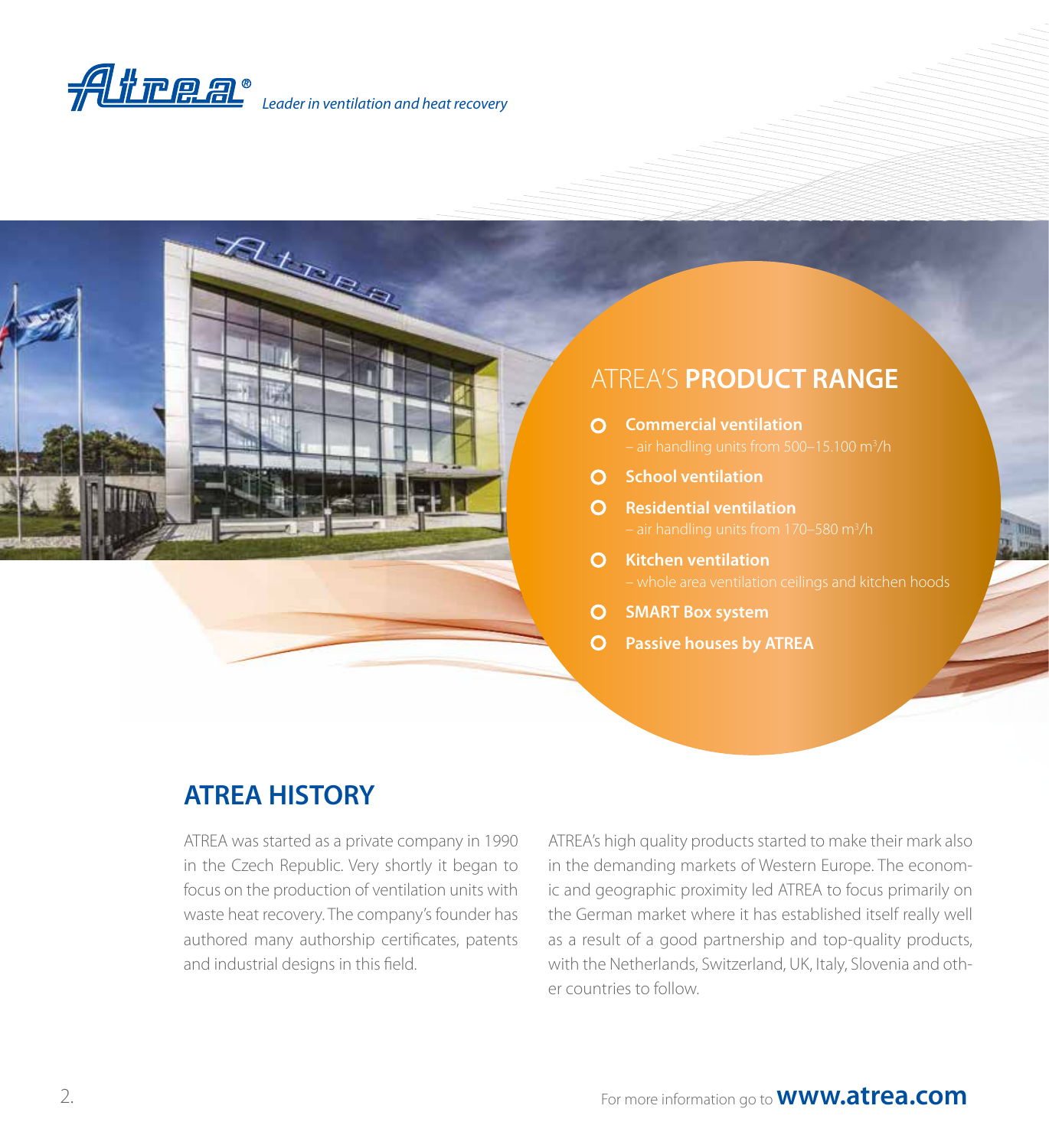*Leader in ventilation and heat recovery*

## ATREA'S **PRODUCT RANGE**

- **Commercial ventilation**
  – air handling units from 500–15.100 m³/h
- **School ventilation**
- **Residential ventilation**
  – air handling units from 170–580 m³/h
- **Kitchen ventilation**
  – whole area ventilation ceilings and kitchen hoods
- **SMART Box system**
- **Passive houses by ATREA**

## ATREA HISTORY

ATREA was started as a private company in 1990 in the Czech Republic. Very shortly it began to focus on the production of ventilation units with waste heat recovery. The company's founder has authored many authorship certificates, patents and industrial designs in this field.

ATREA's high quality products started to make their mark also in the demanding markets of Western Europe. The economic and geographic proximity led ATREA to focus primarily on the German market where it has established itself really well as a result of a good partnership and top-quality products, with the Netherlands, Switzerland, UK, Italy, Slovenia and other countries to follow.

For more information go to **www.atrea.com**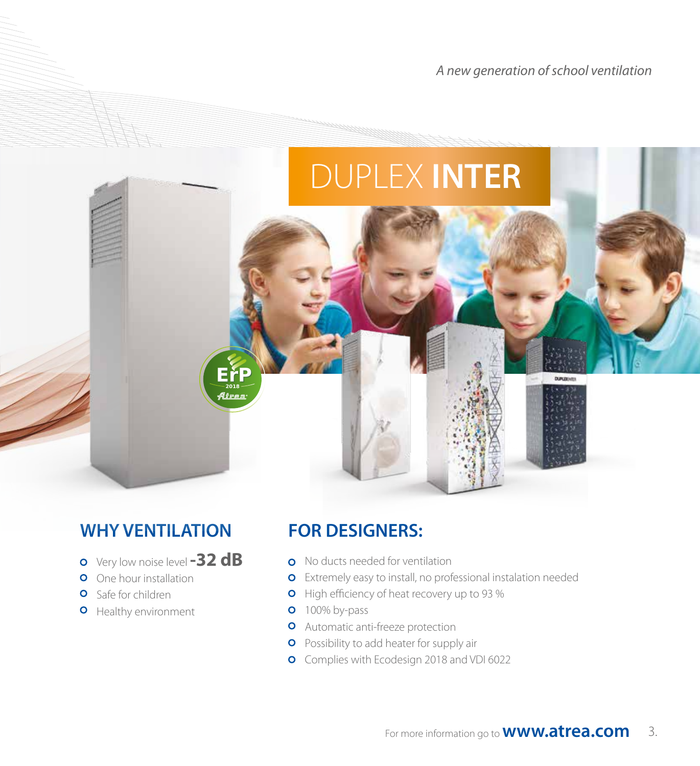*A new generation of school ventilation*

# DUPLEX **INTER**

## WHY VENTILATION

- Very low noise level **-32 dB**
- One hour installation
- Safe for children
- Healthy environment

## FOR DESIGNERS:

- No ducts needed for ventilation
- Extremely easy to install, no professional instalation needed
- High efficiency of heat recovery up to 93 %
- 100% by-pass
- Automatic anti-freeze protection
- Possibility to add heater for supply air
- Complies with Ecodesign 2018 and VDI 6022

For more information go to **www.atrea.com**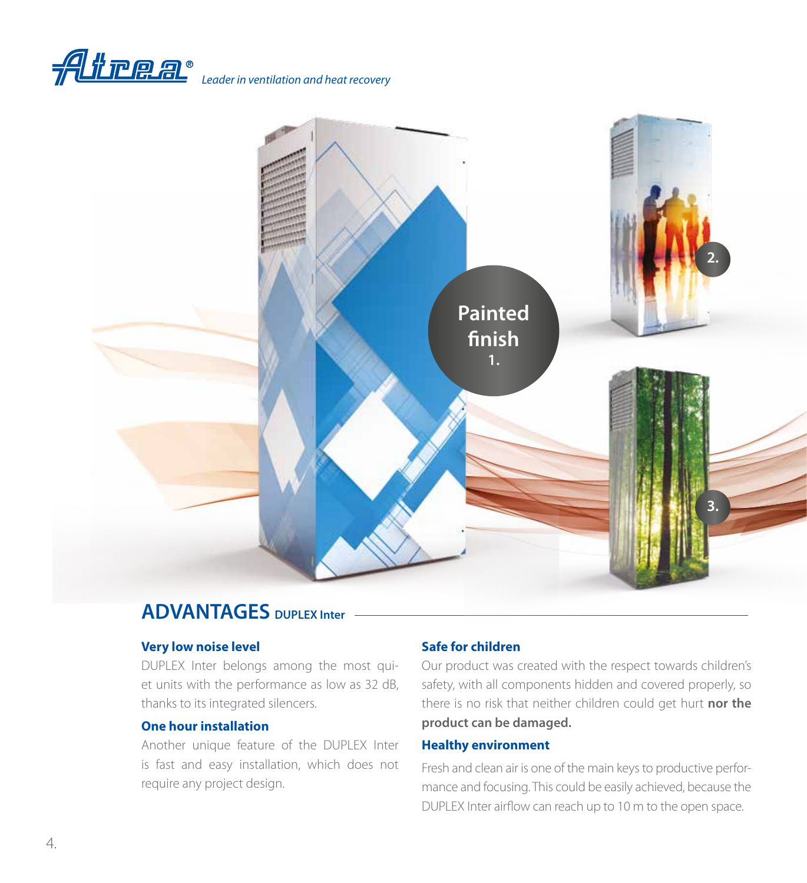*Leader in ventilation and heat recovery*

Painted finish 1.

2.

3.

## ADVANTAGES DUPLEX Inter

### Very low noise level

DUPLEX Inter belongs among the most quiet units with the performance as low as 32 dB, thanks to its integrated silencers.

### One hour installation

Another unique feature of the DUPLEX Inter is fast and easy installation, which does not require any project design.

### Safe for children

Our product was created with the respect towards children's safety, with all components hidden and covered properly, so there is no risk that neither children could get hurt **nor the product can be damaged.**

### Healthy environment

Fresh and clean air is one of the main keys to productive performance and focusing. This could be easily achieved, because the DUPLEX Inter airflow can reach up to 10 m to the open space.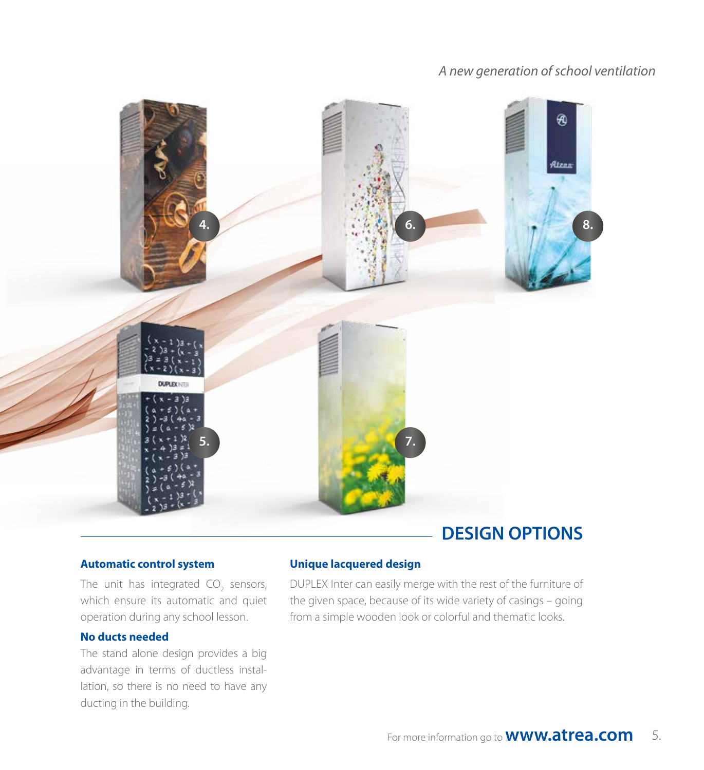*A new generation of school ventilation*

4.

6.

8.

5.

7.

## DESIGN OPTIONS

**Automatic control system**

The unit has integrated $CO_2$ sensors, which ensure its automatic and quiet operation during any school lesson.

**No ducts needed**

The stand alone design provides a big advantage in terms of ductless installation, so there is no need to have any ducting in the building.

**Unique lacquered design**

DUPLEX Inter can easily merge with the rest of the furniture of the given space, because of its wide variety of casings – going from a simple wooden look or colorful and thematic looks.

For more information go to **www.atrea.com**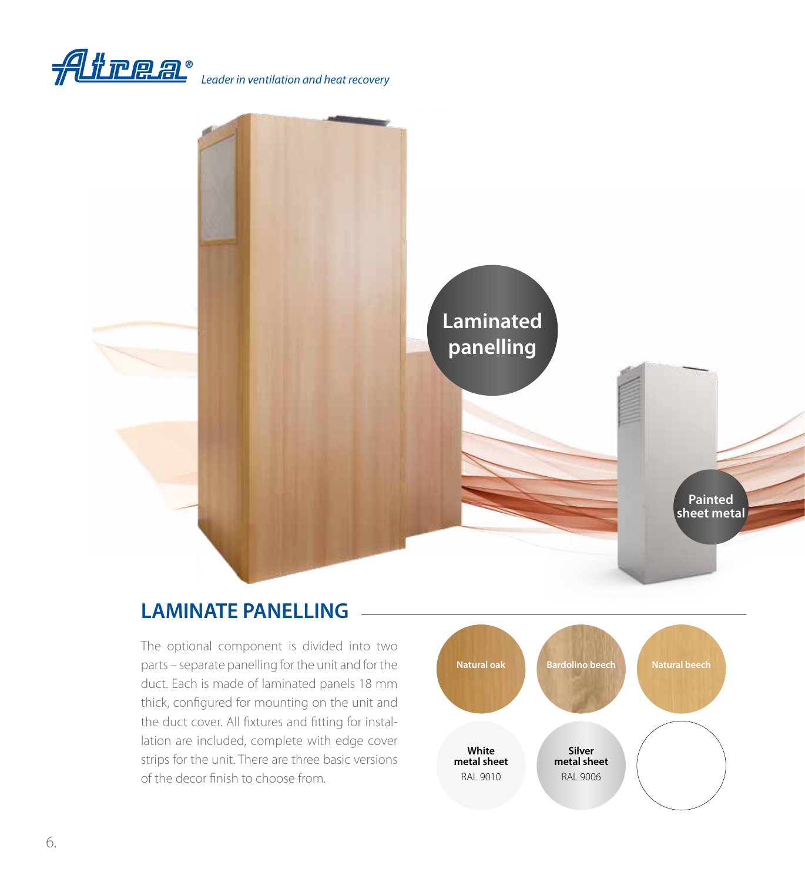*Leader in ventilation and heat recovery*

Laminated panelling

Painted sheet metal

## LAMINATE PANELLING

The optional component is divided into two parts – separate panelling for the unit and for the duct. Each is made of laminated panels 18 mm thick, configured for mounting on the unit and the duct cover. All fixtures and fitting for installation are included, complete with edge cover strips for the unit. There are three basic versions of the decor finish to choose from.

Natural oak

Bardolino beech

Natural beech

**White metal sheet**
RAL 9010

**Silver metal sheet**
RAL 9006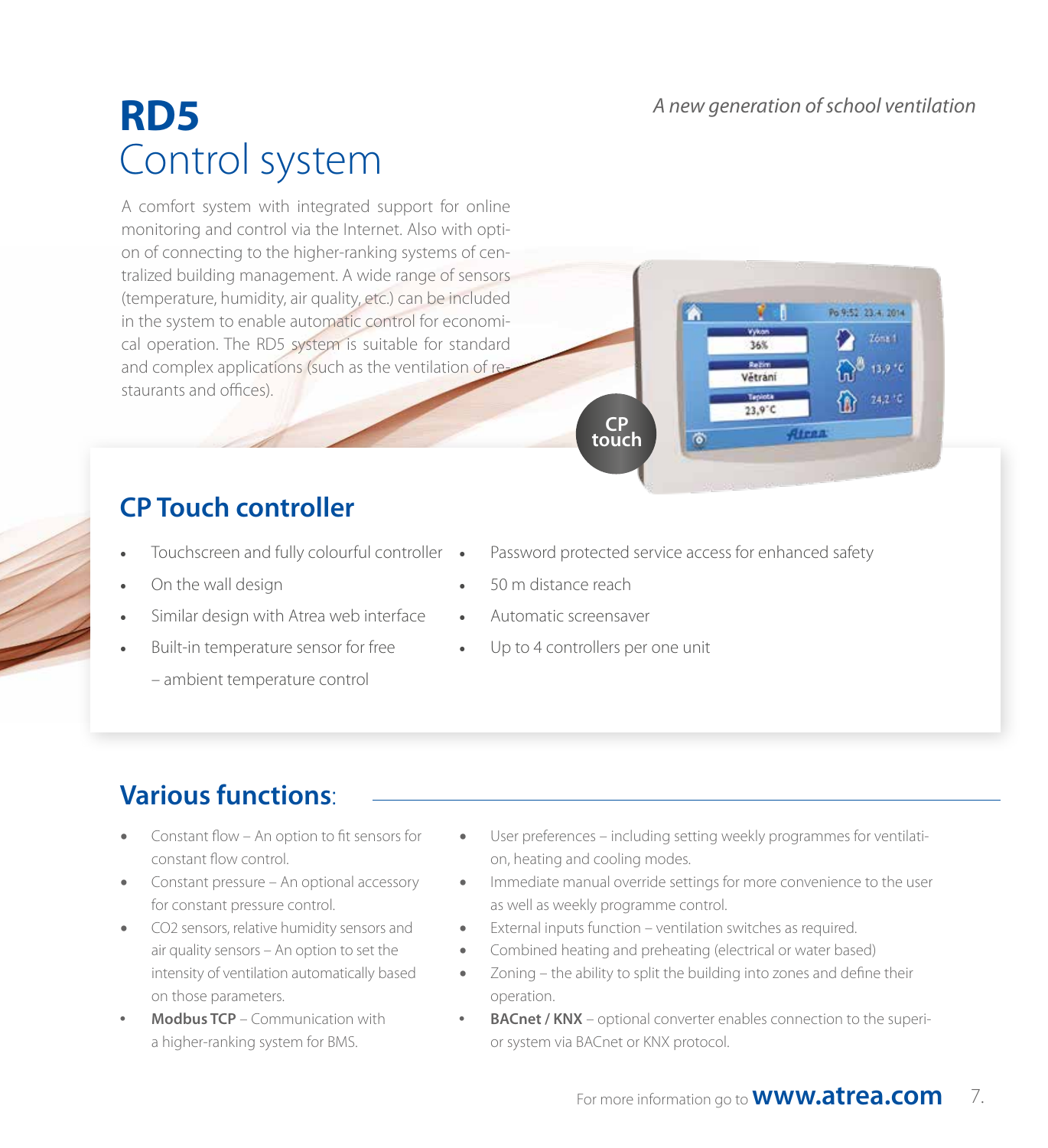*A new generation of school ventilation*

# RD5
# Control system

A comfort system with integrated support for online monitoring and control via the Internet. Also with option of connecting to the higher-ranking systems of centralized building management. A wide range of sensors (temperature, humidity, air quality, etc.) can be included in the system to enable automatic control for economical operation. The RD5 system is suitable for standard and complex applications (such as the ventilation of restaurants and offices).

CP touch

## CP Touch controller

- Touchscreen and fully colourful controller
- On the wall design
- Similar design with Atrea web interface
- Built-in temperature sensor for free – ambient temperature control
- Password protected service access for enhanced safety
- 50 m distance reach
- Automatic screensaver
- Up to 4 controllers per one unit

## Various functions:

- Constant flow – An option to fit sensors for constant flow control.
- Constant pressure – An optional accessory for constant pressure control.
- CO2 sensors, relative humidity sensors and air quality sensors – An option to set the intensity of ventilation automatically based on those parameters.
- **Modbus TCP** – Communication with a higher-ranking system for BMS.
- User preferences – including setting weekly programmes for ventilation, heating and cooling modes.
- Immediate manual override settings for more convenience to the user as well as weekly programme control.
- External inputs function – ventilation switches as required.
- Combined heating and preheating (electrical or water based)
- Zoning – the ability to split the building into zones and define their operation.
- **BACnet / KNX** – optional converter enables connection to the superior system via BACnet or KNX protocol.

For more information go to **www.atrea.com**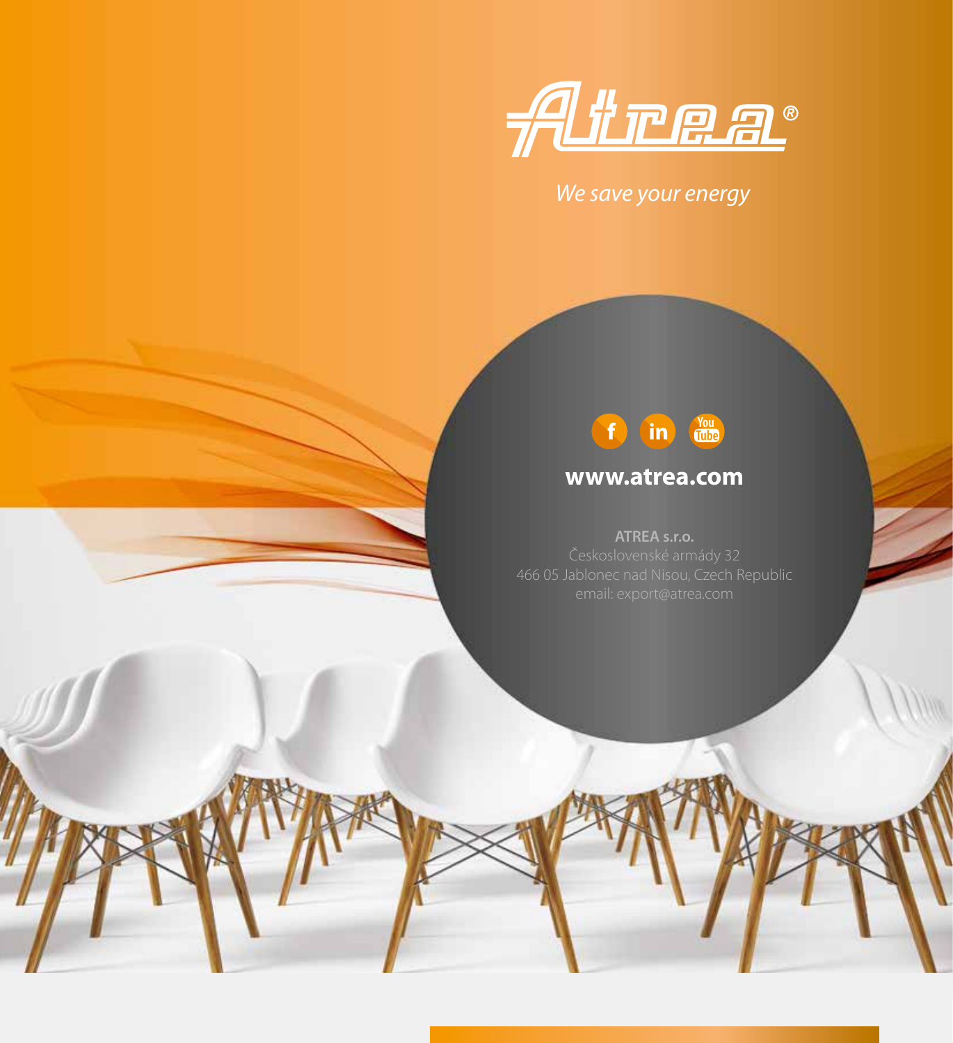Atrea®

*We save your energy*

**www.atrea.com**

**ATREA s.r.o.**
Československé armády 32
466 05 Jablonec nad Nisou, Czech Republic
email: export@atrea.com